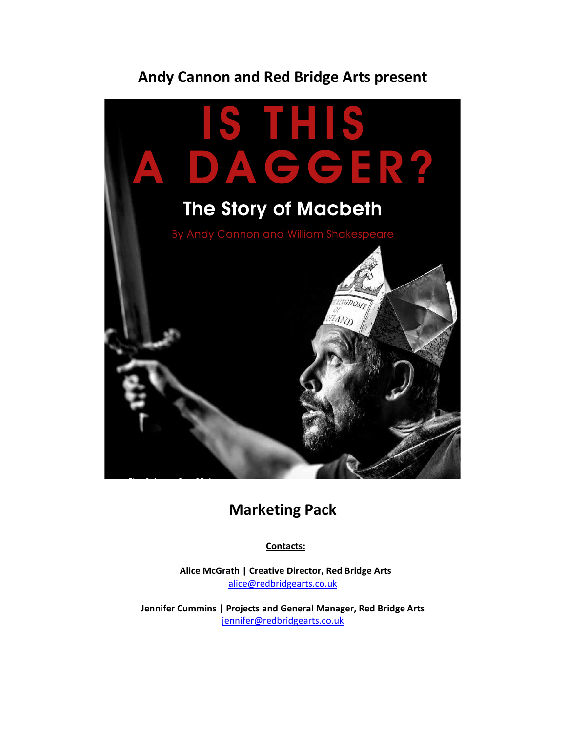**Andy Cannon and Red Bridge Arts present**

# IS THIS A DAGGER?

## The Story of Macbeth

By Andy Cannon and William Shakespeare

## Marketing Pack

**Contacts:**

**Alice McGrath | Creative Director, Red Bridge Arts**
alice@redbridgearts.co.uk

**Jennifer Cummins | Projects and General Manager, Red Bridge Arts**
jennifer@redbridgearts.co.uk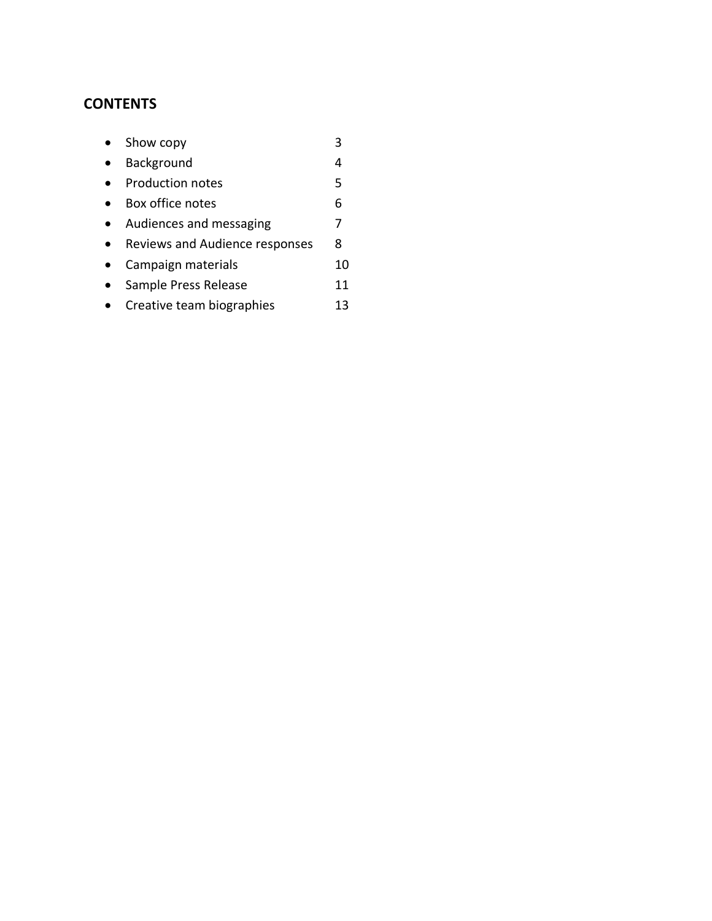## CONTENTS

- Show copy 3
- Background 4
- Production notes 5
- Box office notes 6
- Audiences and messaging 7
- Reviews and Audience responses 8
- Campaign materials 10
- Sample Press Release 11
- Creative team biographies 13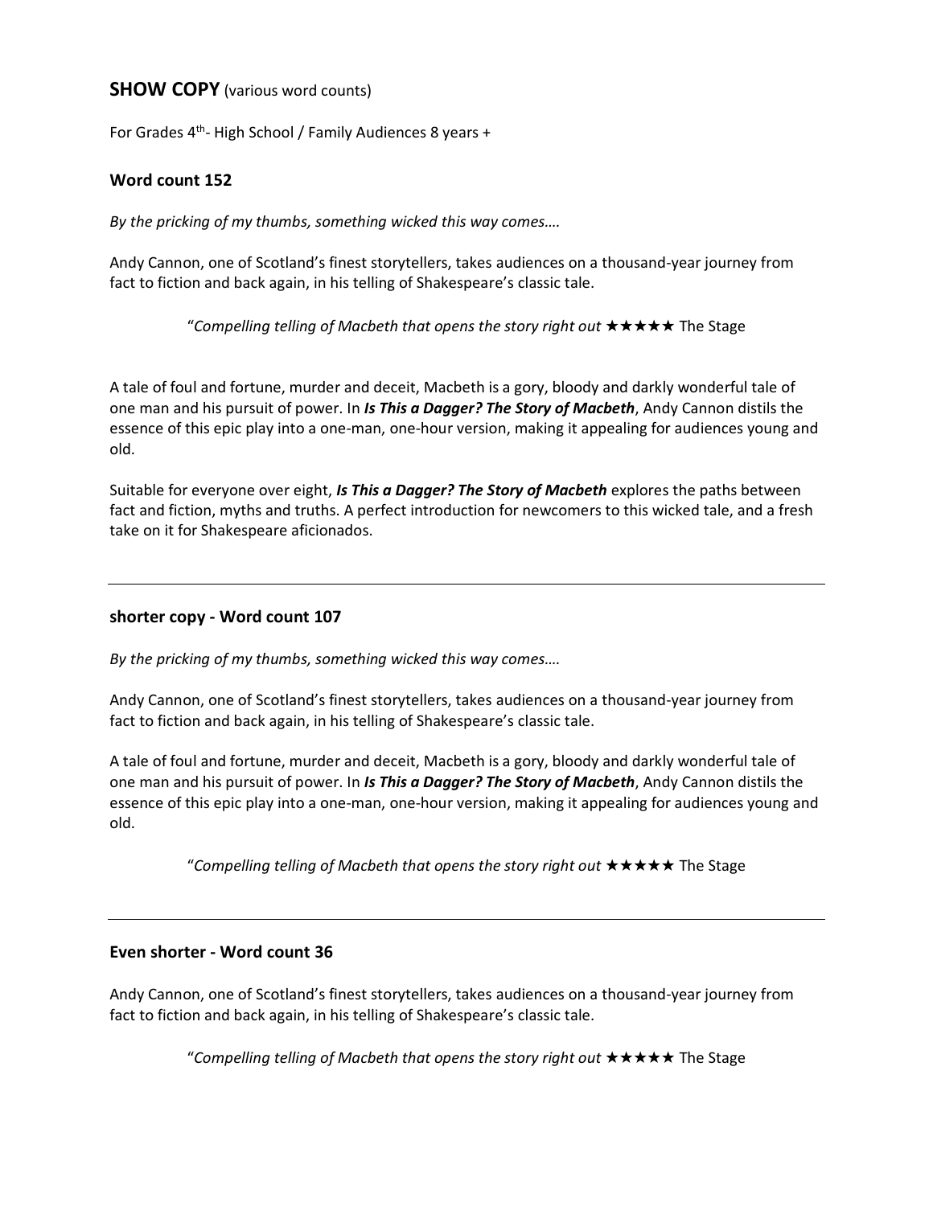## **SHOW COPY** (various word counts)

For Grades 4th- High School / Family Audiences 8 years +

### Word count 152

*By the pricking of my thumbs, something wicked this way comes….*

Andy Cannon, one of Scotland's finest storytellers, takes audiences on a thousand-year journey from fact to fiction and back again, in his telling of Shakespeare's classic tale.

"*Compelling telling of Macbeth that opens the story right out* ★★★★★ The Stage

A tale of foul and fortune, murder and deceit, Macbeth is a gory, bloody and darkly wonderful tale of one man and his pursuit of power. In ***Is This a Dagger? The Story of Macbeth***, Andy Cannon distils the essence of this epic play into a one-man, one-hour version, making it appealing for audiences young and old.

Suitable for everyone over eight, ***Is This a Dagger? The Story of Macbeth*** explores the paths between fact and fiction, myths and truths. A perfect introduction for newcomers to this wicked tale, and a fresh take on it for Shakespeare aficionados.

---

### shorter copy - Word count 107

*By the pricking of my thumbs, something wicked this way comes….*

Andy Cannon, one of Scotland's finest storytellers, takes audiences on a thousand-year journey from fact to fiction and back again, in his telling of Shakespeare's classic tale.

A tale of foul and fortune, murder and deceit, Macbeth is a gory, bloody and darkly wonderful tale of one man and his pursuit of power. In ***Is This a Dagger? The Story of Macbeth***, Andy Cannon distils the essence of this epic play into a one-man, one-hour version, making it appealing for audiences young and old.

"*Compelling telling of Macbeth that opens the story right out* ★★★★★ The Stage

---

### Even shorter - Word count 36

Andy Cannon, one of Scotland's finest storytellers, takes audiences on a thousand-year journey from fact to fiction and back again, in his telling of Shakespeare's classic tale.

"*Compelling telling of Macbeth that opens the story right out* ★★★★★ The Stage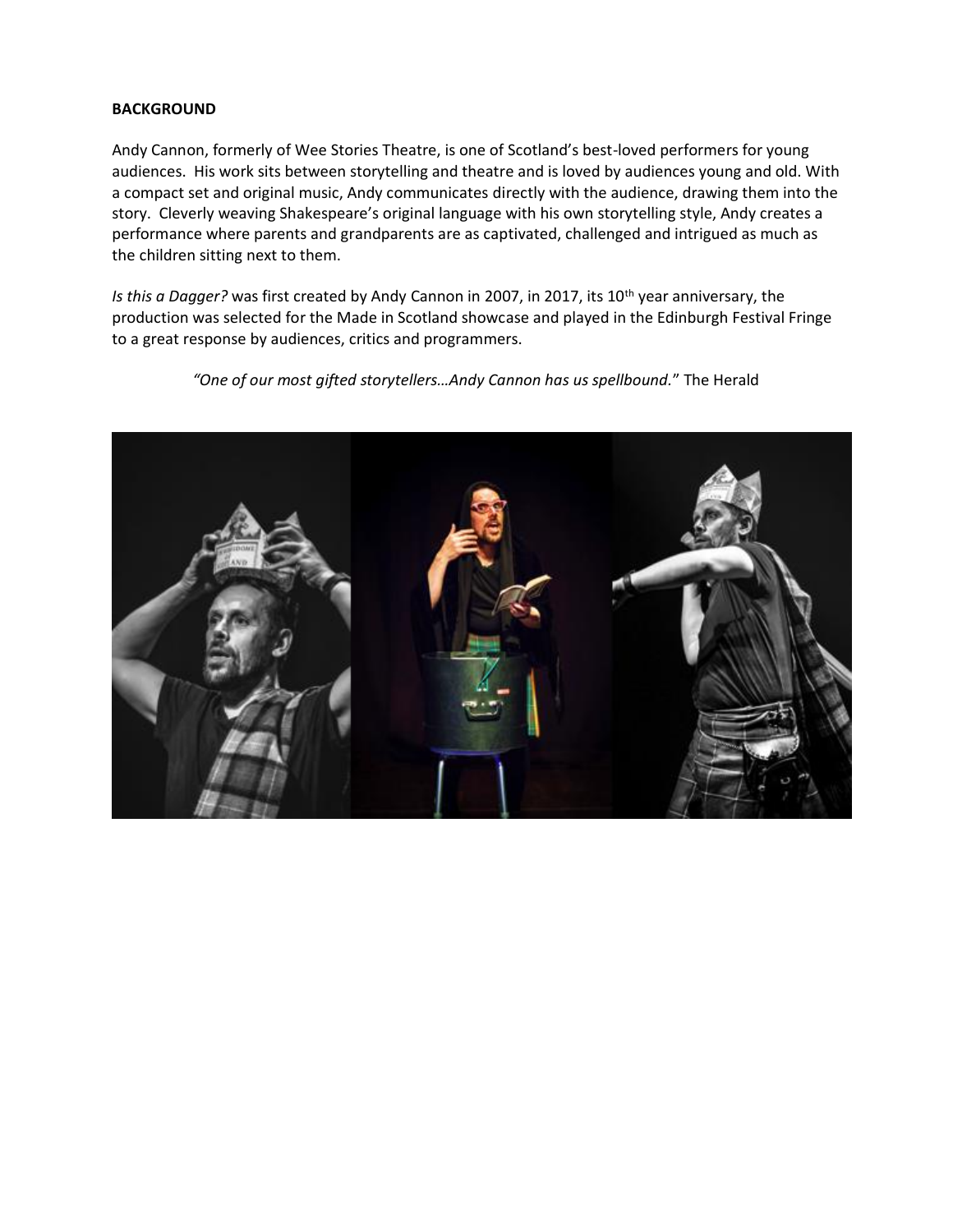**BACKGROUND**

Andy Cannon, formerly of Wee Stories Theatre, is one of Scotland's best-loved performers for young audiences. His work sits between storytelling and theatre and is loved by audiences young and old. With a compact set and original music, Andy communicates directly with the audience, drawing them into the story. Cleverly weaving Shakespeare's original language with his own storytelling style, Andy creates a performance where parents and grandparents are as captivated, challenged and intrigued as much as the children sitting next to them.

*Is this a Dagger?* was first created by Andy Cannon in 2007, in 2017, its 10th year anniversary, the production was selected for the Made in Scotland showcase and played in the Edinburgh Festival Fringe to a great response by audiences, critics and programmers.

*"One of our most gifted storytellers…Andy Cannon has us spellbound."* The Herald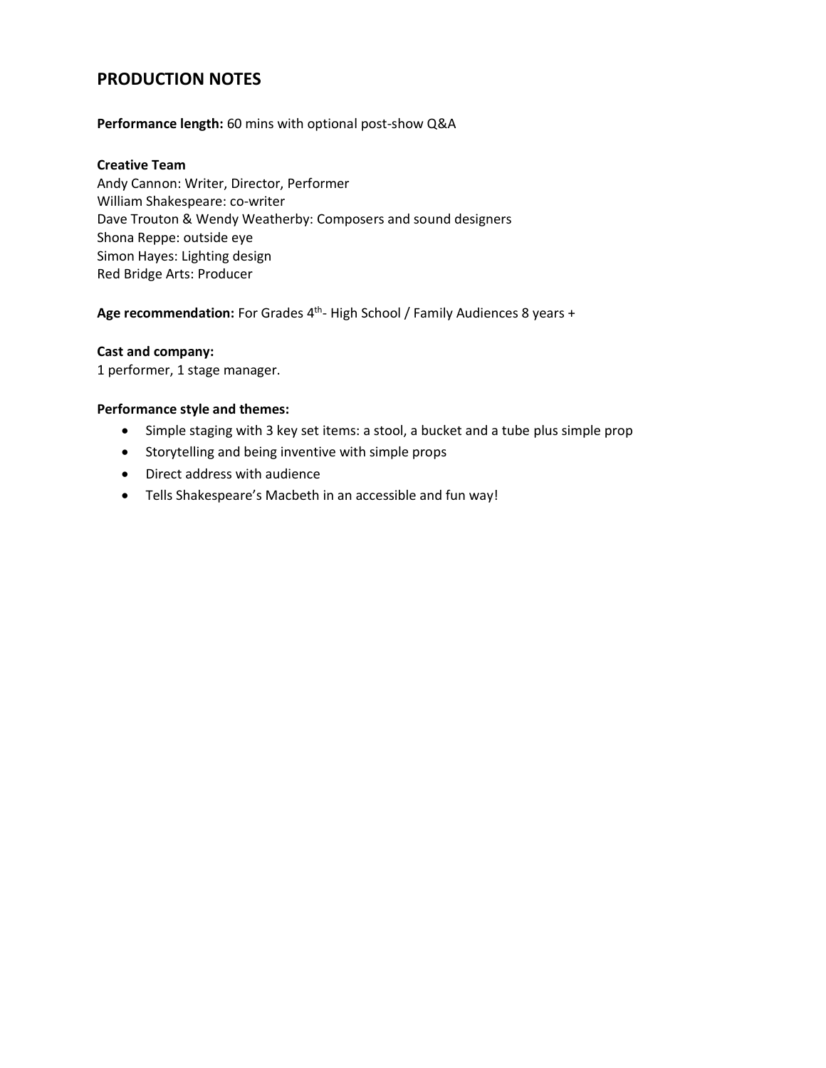## PRODUCTION NOTES

**Performance length:** 60 mins with optional post-show Q&A

**Creative Team**
Andy Cannon: Writer, Director, Performer
William Shakespeare: co-writer
Dave Trouton & Wendy Weatherby: Composers and sound designers
Shona Reppe: outside eye
Simon Hayes: Lighting design
Red Bridge Arts: Producer

**Age recommendation:** For Grades 4th- High School / Family Audiences 8 years +

**Cast and company:**
1 performer, 1 stage manager.

**Performance style and themes:**

- Simple staging with 3 key set items: a stool, a bucket and a tube plus simple prop
- Storytelling and being inventive with simple props
- Direct address with audience
- Tells Shakespeare's Macbeth in an accessible and fun way!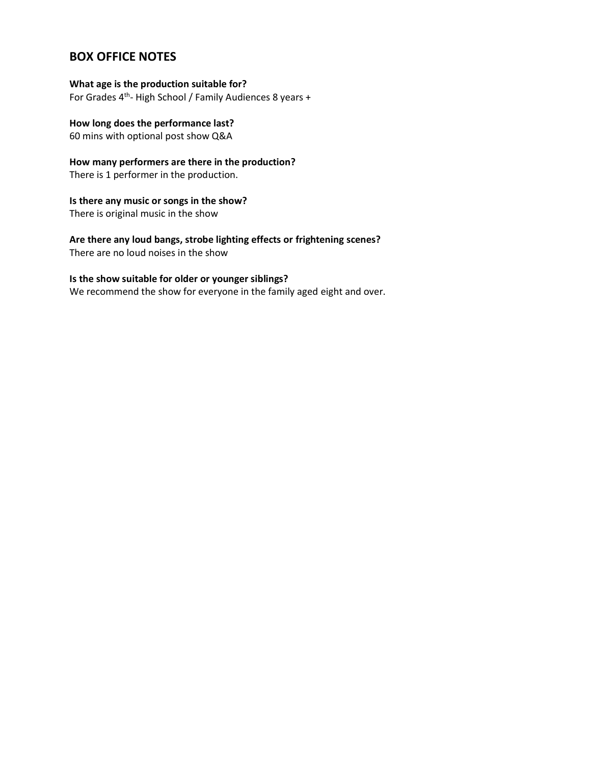## BOX OFFICE NOTES

**What age is the production suitable for?**
For Grades 4th- High School / Family Audiences 8 years +

**How long does the performance last?**
60 mins with optional post show Q&A

**How many performers are there in the production?**
There is 1 performer in the production.

**Is there any music or songs in the show?**
There is original music in the show

**Are there any loud bangs, strobe lighting effects or frightening scenes?**
There are no loud noises in the show

**Is the show suitable for older or younger siblings?**
We recommend the show for everyone in the family aged eight and over.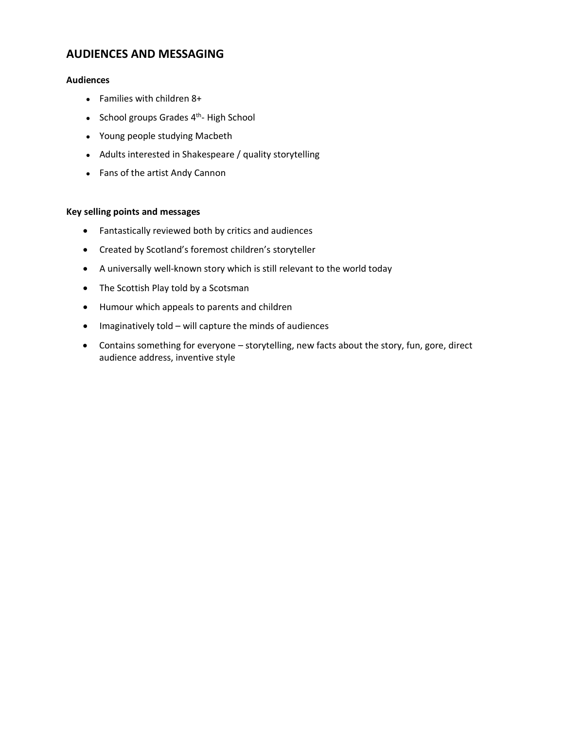## AUDIENCES AND MESSAGING

**Audiences**

- Families with children 8+
- School groups Grades 4th- High School
- Young people studying Macbeth
- Adults interested in Shakespeare / quality storytelling
- Fans of the artist Andy Cannon

**Key selling points and messages**

- Fantastically reviewed both by critics and audiences
- Created by Scotland's foremost children's storyteller
- A universally well-known story which is still relevant to the world today
- The Scottish Play told by a Scotsman
- Humour which appeals to parents and children
- Imaginatively told – will capture the minds of audiences
- Contains something for everyone – storytelling, new facts about the story, fun, gore, direct audience address, inventive style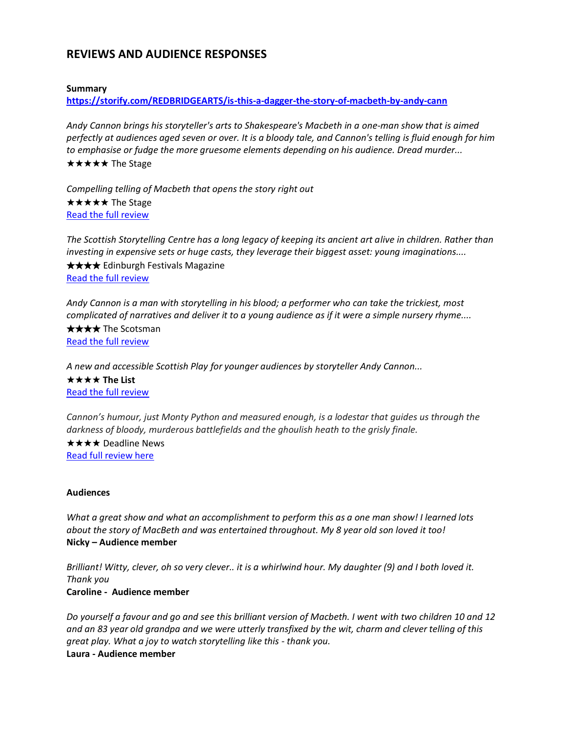# REVIEWS AND AUDIENCE RESPONSES

**Summary**

[https://storify.com/REDBRIDGEARTS/is-this-a-dagger-the-story-of-macbeth-by-andy-cann](https://storify.com/REDBRIDGEARTS/is-this-a-dagger-the-story-of-macbeth-by-andy-cann)

*Andy Cannon brings his storyteller's arts to Shakespeare's Macbeth in a one-man show that is aimed perfectly at audiences aged seven or over. It is a bloody tale, and Cannon's telling is fluid enough for him to emphasise or fudge the more gruesome elements depending on his audience. Dread murder...*
★★★★★ The Stage

*Compelling telling of Macbeth that opens the story right out*
★★★★★ The Stage
Read the full review

*The Scottish Storytelling Centre has a long legacy of keeping its ancient art alive in children. Rather than investing in expensive sets or huge casts, they leverage their biggest asset: young imaginations....*
★★★★ Edinburgh Festivals Magazine
Read the full review

*Andy Cannon is a man with storytelling in his blood; a performer who can take the trickiest, most complicated of narratives and deliver it to a young audience as if it were a simple nursery rhyme....*
★★★★ The Scotsman
Read the full review

*A new and accessible Scottish Play for younger audiences by storyteller Andy Cannon...*
★★★★ **The List**
Read the full review

*Cannon's humour, just Monty Python and measured enough, is a lodestar that guides us through the darkness of bloody, murderous battlefields and the ghoulish heath to the grisly finale.*
★★★★ Deadline News
Read full review here

**Audiences**

*What a great show and what an accomplishment to perform this as a one man show! I learned lots about the story of MacBeth and was entertained throughout. My 8 year old son loved it too!*
**Nicky – Audience member**

*Brilliant! Witty, clever, oh so very clever.. it is a whirlwind hour. My daughter (9) and I both loved it. Thank you*
**Caroline - Audience member**

*Do yourself a favour and go and see this brilliant version of Macbeth. I went with two children 10 and 12 and an 83 year old grandpa and we were utterly transfixed by the wit, charm and clever telling of this great play. What a joy to watch storytelling like this - thank you.*
**Laura - Audience member**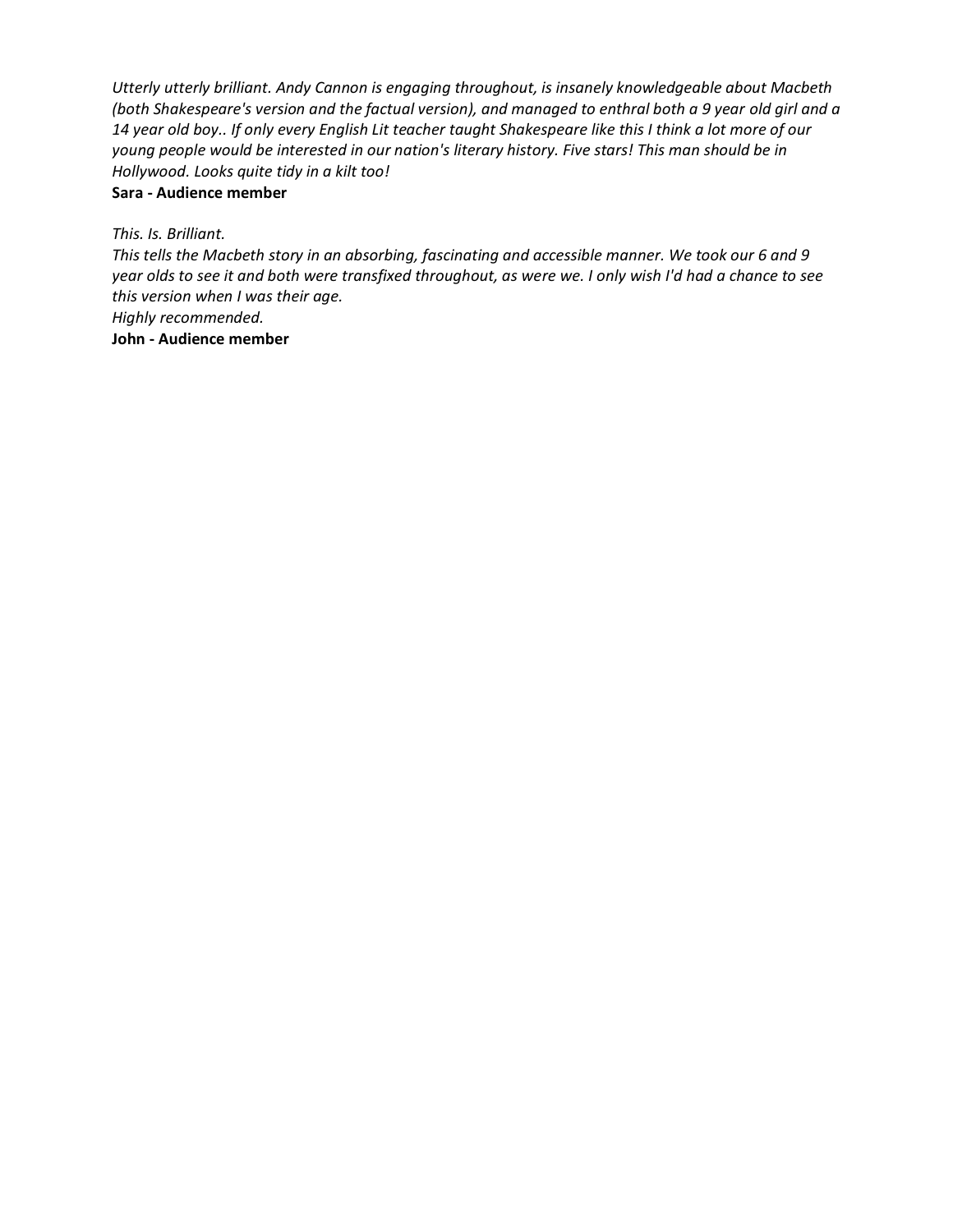*Utterly utterly brilliant. Andy Cannon is engaging throughout, is insanely knowledgeable about Macbeth (both Shakespeare's version and the factual version), and managed to enthral both a 9 year old girl and a 14 year old boy.. If only every English Lit teacher taught Shakespeare like this I think a lot more of our young people would be interested in our nation's literary history. Five stars! This man should be in Hollywood. Looks quite tidy in a kilt too!*
**Sara - Audience member**

*This. Is. Brilliant.*
*This tells the Macbeth story in an absorbing, fascinating and accessible manner. We took our 6 and 9 year olds to see it and both were transfixed throughout, as were we. I only wish I'd had a chance to see this version when I was their age.*
*Highly recommended.*
**John - Audience member**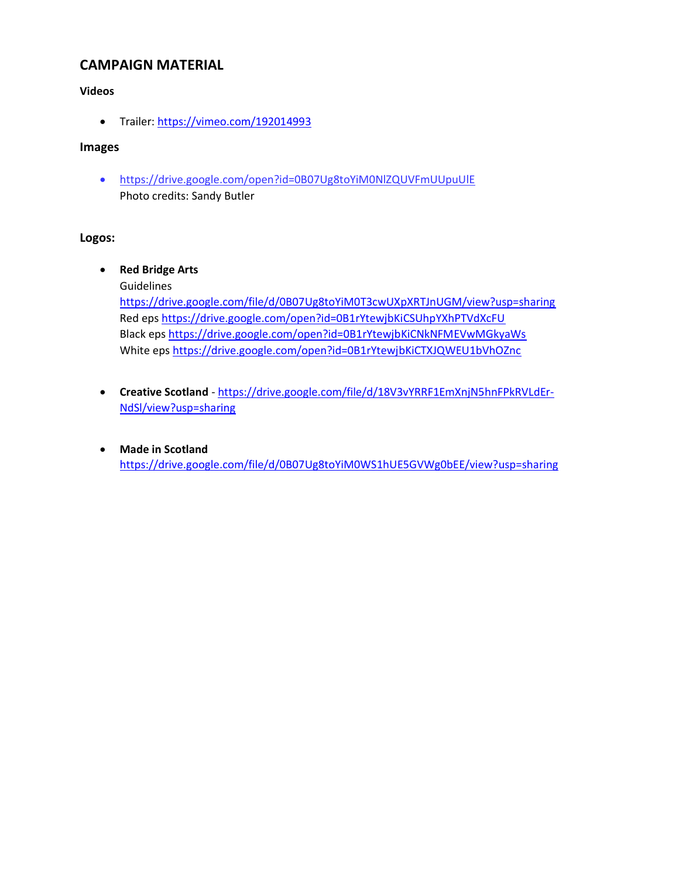## CAMPAIGN MATERIAL

### Videos

- Trailer: https://vimeo.com/192014993

### Images

- https://drive.google.com/open?id=0B07Ug8toYiM0NlZQUVFmUUpuUlE
  Photo credits: Sandy Butler

### Logos:

- **Red Bridge Arts**
  Guidelines
  https://drive.google.com/file/d/0B07Ug8toYiM0T3cwUXpXRTJnUGM/view?usp=sharing
  Red eps https://drive.google.com/open?id=0B1rYtewjbKiCSUhpYXhPTVdXcFU
  Black eps https://drive.google.com/open?id=0B1rYtewjbKiCNkNFMEVwMGkyaWs
  White eps https://drive.google.com/open?id=0B1rYtewjbKiCTXJQWEU1bVhOZnc

- **Creative Scotland** - https://drive.google.com/file/d/18V3vYRRF1EmXnjN5hnFPkRVLdEr-NdSl/view?usp=sharing

- **Made in Scotland**
  https://drive.google.com/file/d/0B07Ug8toYiM0WS1hUE5GVWg0bEE/view?usp=sharing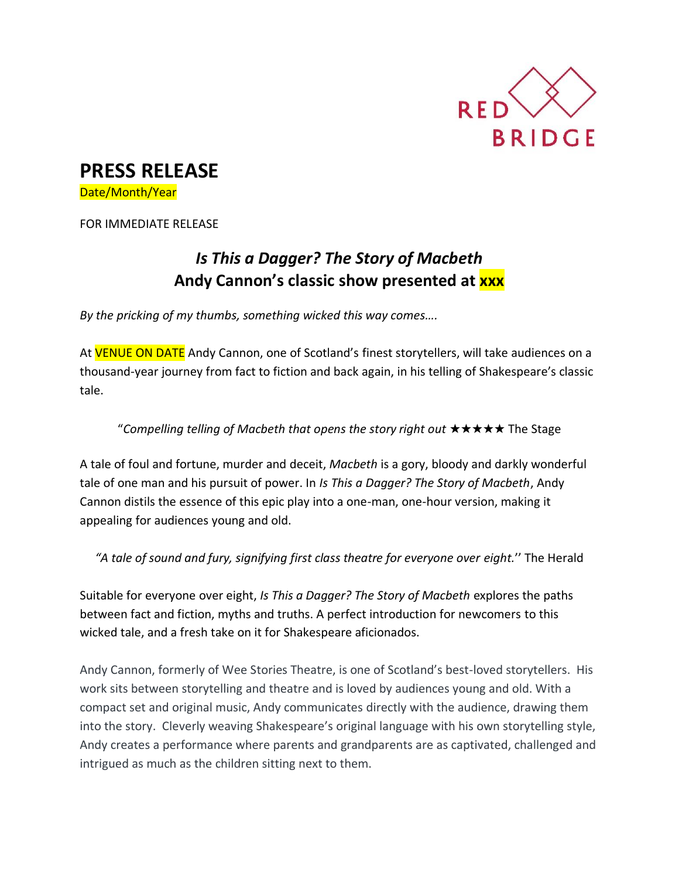RED BRIDGE

# PRESS RELEASE

Date/Month/Year

FOR IMMEDIATE RELEASE

## *Is This a Dagger? The Story of Macbeth*
## Andy Cannon's classic show presented at xxx

*By the pricking of my thumbs, something wicked this way comes….*

At VENUE ON DATE Andy Cannon, one of Scotland's finest storytellers, will take audiences on a thousand-year journey from fact to fiction and back again, in his telling of Shakespeare's classic tale.

"*Compelling telling of Macbeth that opens the story right out* ★★★★★ The Stage

A tale of foul and fortune, murder and deceit, *Macbeth* is a gory, bloody and darkly wonderful tale of one man and his pursuit of power. In *Is This a Dagger? The Story of Macbeth*, Andy Cannon distils the essence of this epic play into a one-man, one-hour version, making it appealing for audiences young and old.

*"A tale of sound and fury, signifying first class theatre for everyone over eight.*'' The Herald

Suitable for everyone over eight, *Is This a Dagger? The Story of Macbeth* explores the paths between fact and fiction, myths and truths. A perfect introduction for newcomers to this wicked tale, and a fresh take on it for Shakespeare aficionados.

Andy Cannon, formerly of Wee Stories Theatre, is one of Scotland's best-loved storytellers. His work sits between storytelling and theatre and is loved by audiences young and old. With a compact set and original music, Andy communicates directly with the audience, drawing them into the story. Cleverly weaving Shakespeare's original language with his own storytelling style, Andy creates a performance where parents and grandparents are as captivated, challenged and intrigued as much as the children sitting next to them.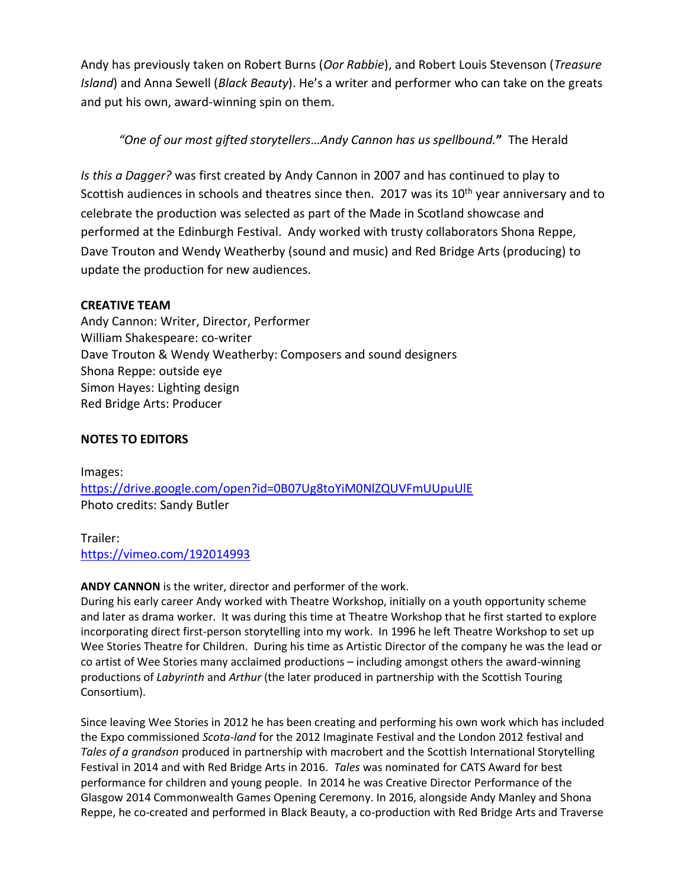Andy has previously taken on Robert Burns (*Oor Rabbie*), and Robert Louis Stevenson (*Treasure Island*) and Anna Sewell (*Black Beauty*). He's a writer and performer who can take on the greats and put his own, award-winning spin on them.

> *"One of our most gifted storytellers…Andy Cannon has us spellbound.***"** The Herald

*Is this a Dagger?* was first created by Andy Cannon in 2007 and has continued to play to Scottish audiences in schools and theatres since then. 2017 was its 10th year anniversary and to celebrate the production was selected as part of the Made in Scotland showcase and performed at the Edinburgh Festival. Andy worked with trusty collaborators Shona Reppe, Dave Trouton and Wendy Weatherby (sound and music) and Red Bridge Arts (producing) to update the production for new audiences.

**CREATIVE TEAM**

Andy Cannon: Writer, Director, Performer
William Shakespeare: co-writer
Dave Trouton & Wendy Weatherby: Composers and sound designers
Shona Reppe: outside eye
Simon Hayes: Lighting design
Red Bridge Arts: Producer

**NOTES TO EDITORS**

Images:
https://drive.google.com/open?id=0B07Ug8toYiM0NlZQUVFmUUpuUlE
Photo credits: Sandy Butler

Trailer:
https://vimeo.com/192014993

**ANDY CANNON** is the writer, director and performer of the work.
During his early career Andy worked with Theatre Workshop, initially on a youth opportunity scheme and later as drama worker. It was during this time at Theatre Workshop that he first started to explore incorporating direct first-person storytelling into my work. In 1996 he left Theatre Workshop to set up Wee Stories Theatre for Children. During his time as Artistic Director of the company he was the lead or co artist of Wee Stories many acclaimed productions – including amongst others the award-winning productions of *Labyrinth* and *Arthur* (the later produced in partnership with the Scottish Touring Consortium).

Since leaving Wee Stories in 2012 he has been creating and performing his own work which has included the Expo commissioned *Scota-land* for the 2012 Imaginate Festival and the London 2012 festival and *Tales of a grandson* produced in partnership with macrobert and the Scottish International Storytelling Festival in 2014 and with Red Bridge Arts in 2016. *Tales* was nominated for CATS Award for best performance for children and young people. In 2014 he was Creative Director Performance of the Glasgow 2014 Commonwealth Games Opening Ceremony. In 2016, alongside Andy Manley and Shona Reppe, he co-created and performed in Black Beauty, a co-production with Red Bridge Arts and Traverse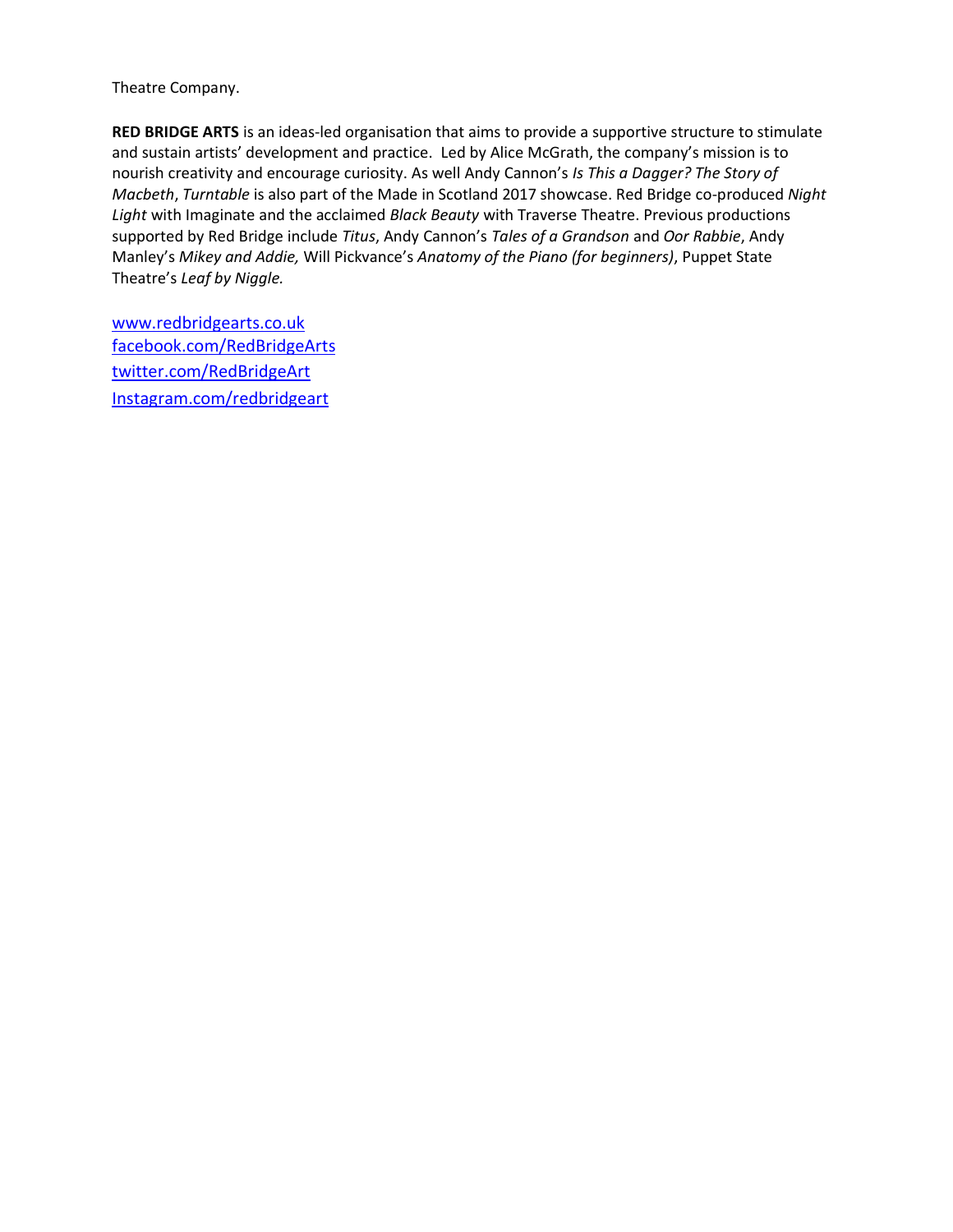Theatre Company.

**RED BRIDGE ARTS** is an ideas-led organisation that aims to provide a supportive structure to stimulate and sustain artists' development and practice. Led by Alice McGrath, the company's mission is to nourish creativity and encourage curiosity. As well Andy Cannon's *Is This a Dagger? The Story of Macbeth*, *Turntable* is also part of the Made in Scotland 2017 showcase. Red Bridge co-produced *Night Light* with Imaginate and the acclaimed *Black Beauty* with Traverse Theatre. Previous productions supported by Red Bridge include *Titus*, Andy Cannon's *Tales of a Grandson* and *Oor Rabbie*, Andy Manley's *Mikey and Addie,* Will Pickvance's *Anatomy of the Piano (for beginners)*, Puppet State Theatre's *Leaf by Niggle.*

www.redbridgearts.co.uk
facebook.com/RedBridgeArts
twitter.com/RedBridgeArt
Instagram.com/redbridgeart